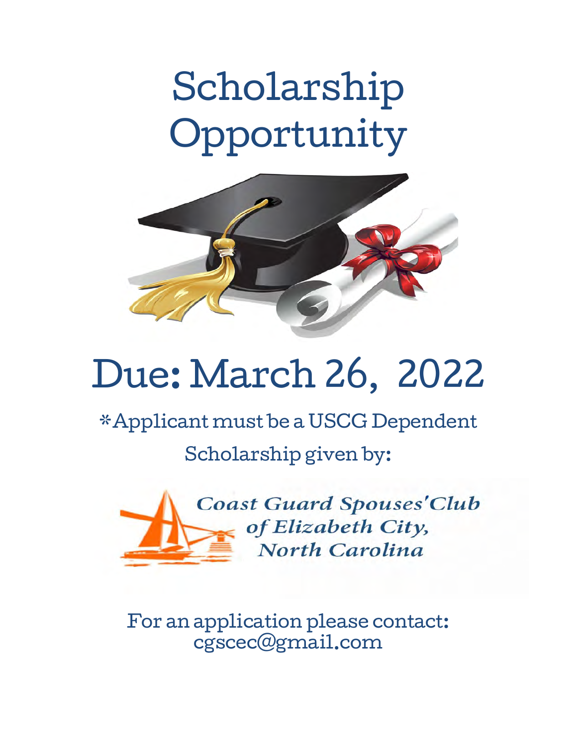# Scholarship Opportunity

## Due: March 26, 2022

*Applicant must be a USCG Dependent

Scholarship given by:

*Coast Guard Spouses'Club of Elizabeth City, North Carolina*

For an application please contact:
cgscec@gmail.com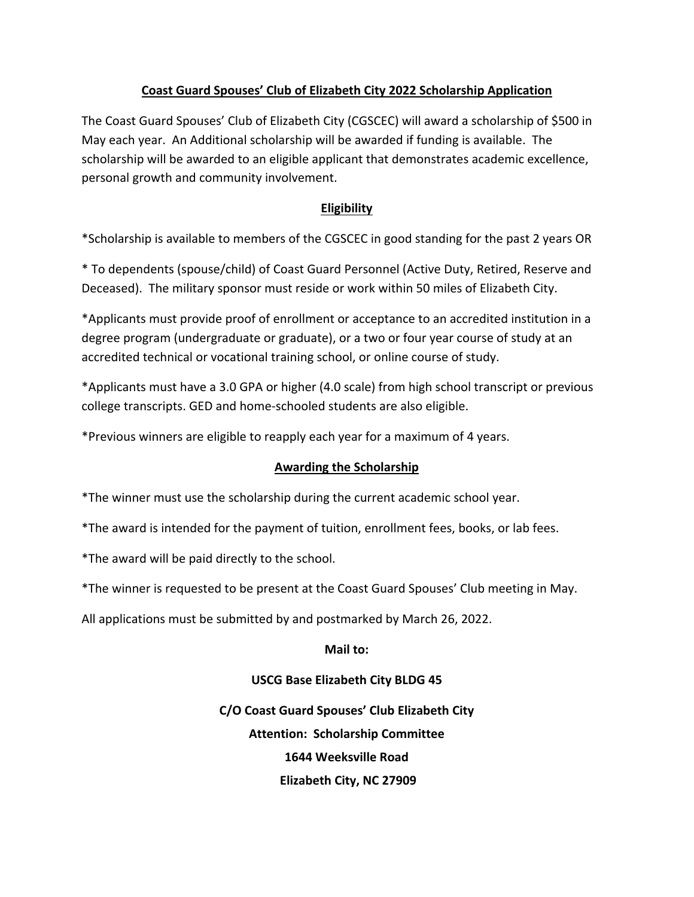**Coast Guard Spouses' Club of Elizabeth City 2022 Scholarship Application**

The Coast Guard Spouses' Club of Elizabeth City (CGSCEC) will award a scholarship of $500 in May each year. An Additional scholarship will be awarded if funding is available. The scholarship will be awarded to an eligible applicant that demonstrates academic excellence, personal growth and community involvement.

**Eligibility**

*Scholarship is available to members of the CGSCEC in good standing for the past 2 years OR

* To dependents (spouse/child) of Coast Guard Personnel (Active Duty, Retired, Reserve and Deceased). The military sponsor must reside or work within 50 miles of Elizabeth City.

*Applicants must provide proof of enrollment or acceptance to an accredited institution in a degree program (undergraduate or graduate), or a two or four year course of study at an accredited technical or vocational training school, or online course of study.

*Applicants must have a 3.0 GPA or higher (4.0 scale) from high school transcript or previous college transcripts. GED and home-schooled students are also eligible.

*Previous winners are eligible to reapply each year for a maximum of 4 years.

**Awarding the Scholarship**

*The winner must use the scholarship during the current academic school year.

*The award is intended for the payment of tuition, enrollment fees, books, or lab fees.

*The award will be paid directly to the school.

*The winner is requested to be present at the Coast Guard Spouses' Club meeting in May.

All applications must be submitted by and postmarked by March 26, 2022.

**Mail to:**

**USCG Base Elizabeth City BLDG 45**

**C/O Coast Guard Spouses' Club Elizabeth City**

**Attention: Scholarship Committee**

**1644 Weeksville Road**

**Elizabeth City, NC 27909**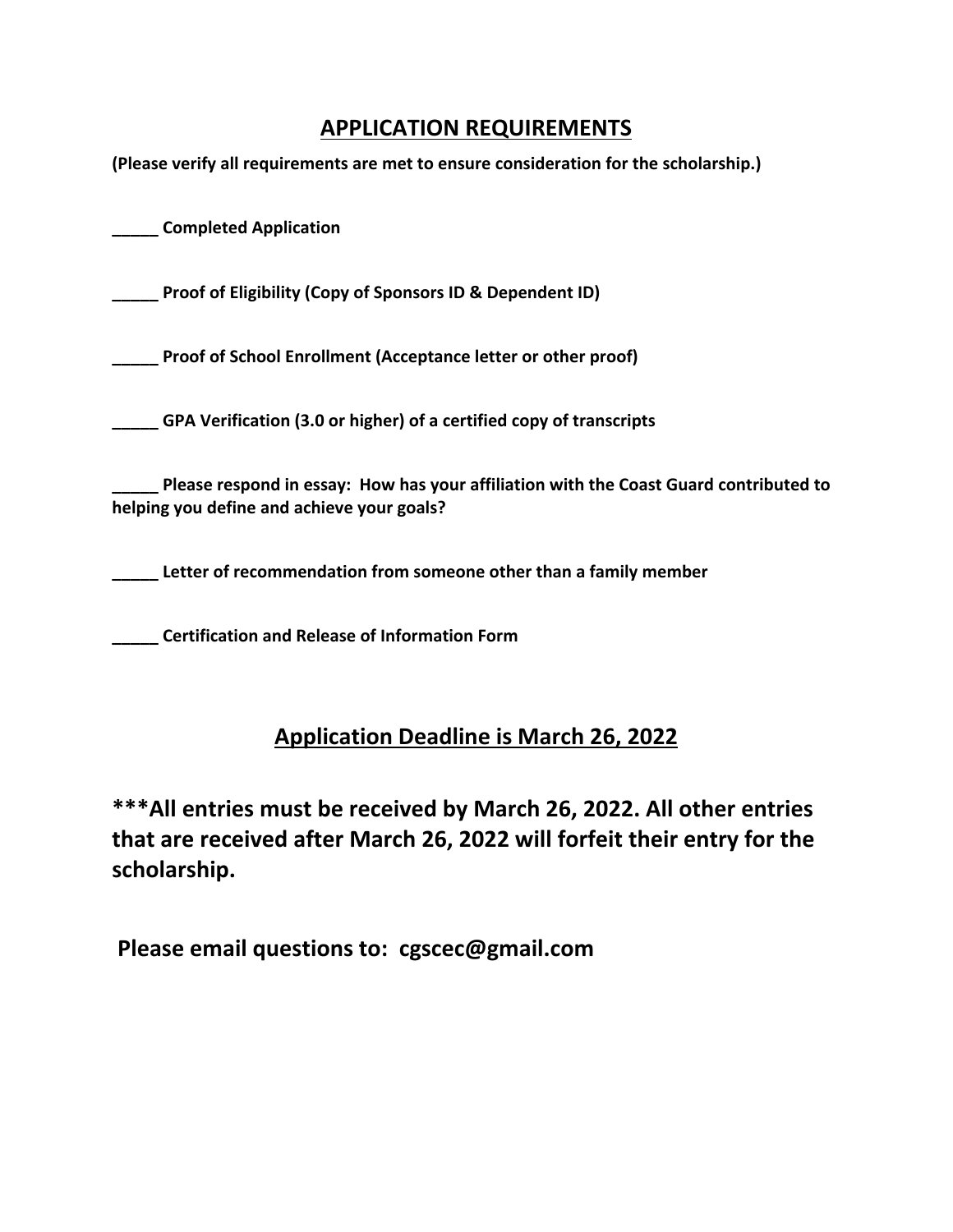## APPLICATION REQUIREMENTS

**(Please verify all requirements are met to ensure consideration for the scholarship.)**

**_____ Completed Application**

**_____ Proof of Eligibility (Copy of Sponsors ID & Dependent ID)**

**_____ Proof of School Enrollment (Acceptance letter or other proof)**

**_____ GPA Verification (3.0 or higher) of a certified copy of transcripts**

**_____ Please respond in essay: How has your affiliation with the Coast Guard contributed to helping you define and achieve your goals?**

**_____ Letter of recommendation from someone other than a family member**

**_____ Certification and Release of Information Form**

## Application Deadline is March 26, 2022

### ***All entries must be received by March 26, 2022. All other entries that are received after March 26, 2022 will forfeit their entry for the scholarship.

### Please email questions to: cgscec@gmail.com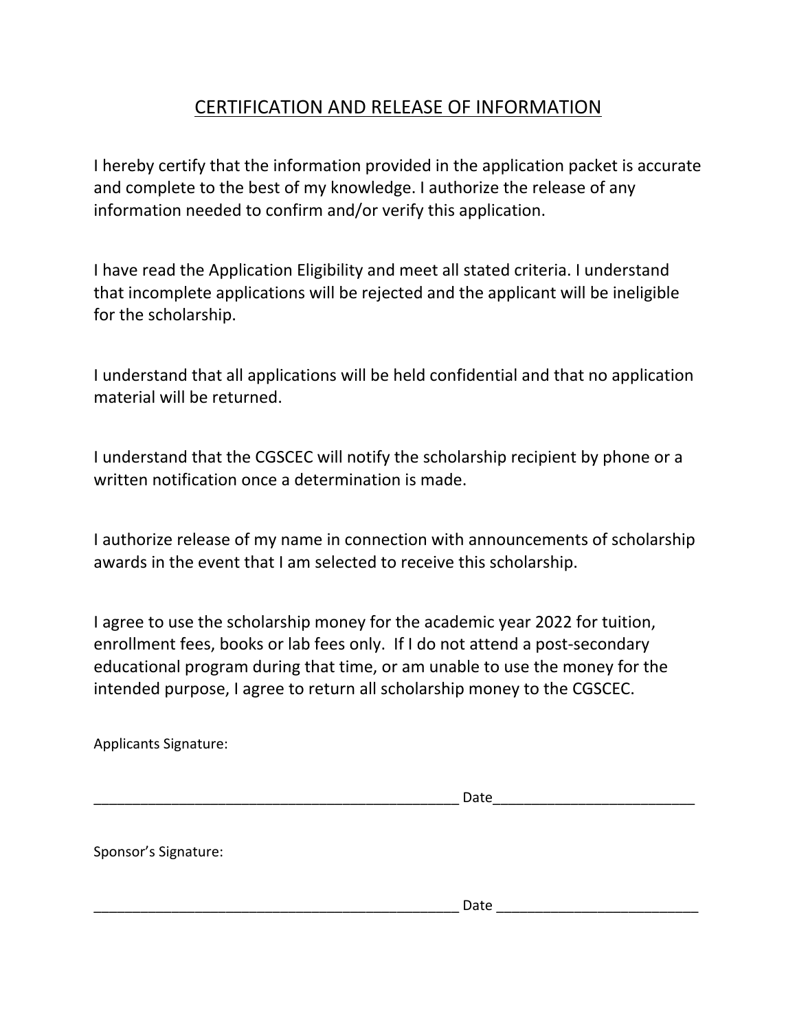# CERTIFICATION AND RELEASE OF INFORMATION

I hereby certify that the information provided in the application packet is accurate and complete to the best of my knowledge. I authorize the release of any information needed to confirm and/or verify this application.

I have read the Application Eligibility and meet all stated criteria. I understand that incomplete applications will be rejected and the applicant will be ineligible for the scholarship.

I understand that all applications will be held confidential and that no application material will be returned.

I understand that the CGSCEC will notify the scholarship recipient by phone or a written notification once a determination is made.

I authorize release of my name in connection with announcements of scholarship awards in the event that I am selected to receive this scholarship.

I agree to use the scholarship money for the academic year 2022 for tuition, enrollment fees, books or lab fees only. If I do not attend a post-secondary educational program during that time, or am unable to use the money for the intended purpose, I agree to return all scholarship money to the CGSCEC.

Applicants Signature:

_______________________________________________ Date_________________________

Sponsor's Signature:

_______________________________________________ Date _________________________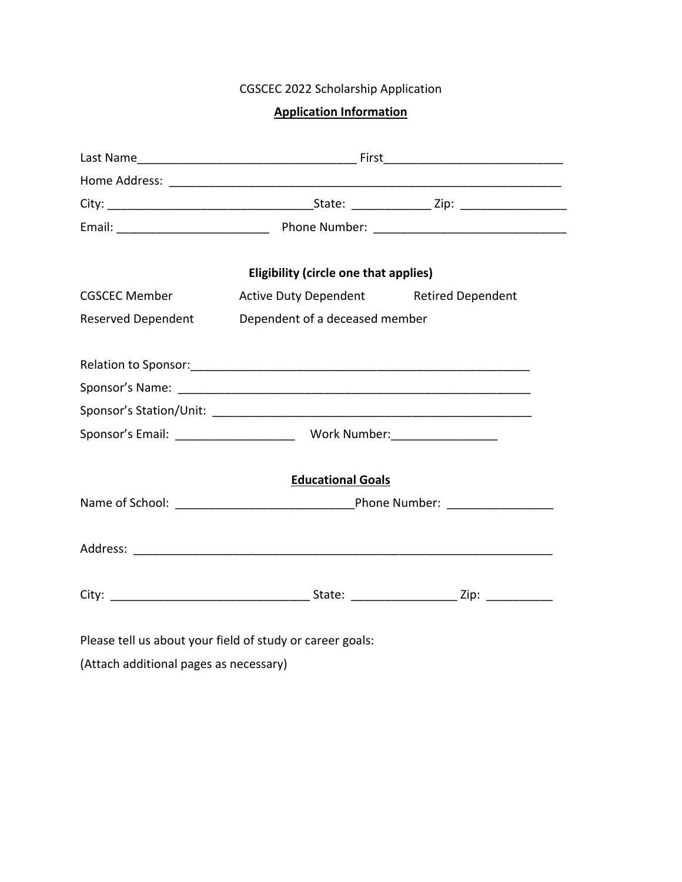CGSCEC 2022 Scholarship Application

## Application Information

Last Name_________________________________ First___________________________

Home Address: ____________________________________________________________

City: _______________________________State: ___________ Zip: _______________

Email: _______________________ Phone Number: _____________________________

### Eligibility (circle one that applies)

CGSCEC Member    Active Duty Dependent    Retired Dependent

Reserved Dependent    Dependent of a deceased member

Relation to Sponsor:___________________________________________________

Sponsor's Name: ______________________________________________________

Sponsor's Station/Unit: _________________________________________________

Sponsor's Email: _________________ Work Number:_______________

## Educational Goals

Name of School: ___________________________Phone Number: _______________

Address: _________________________________________________________________

City: ______________________________ State: _______________ Zip: __________

Please tell us about your field of study or career goals:

(Attach additional pages as necessary)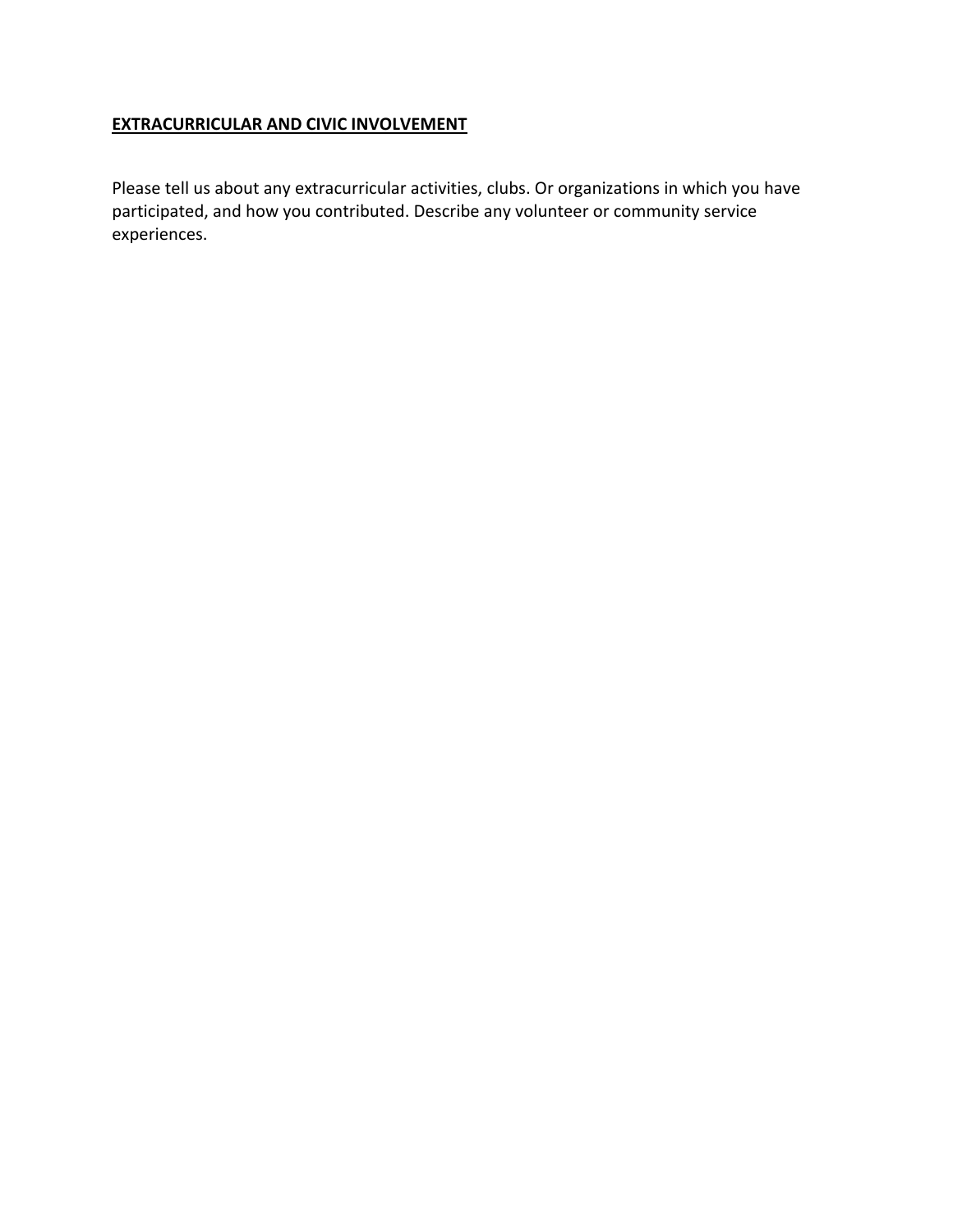**<u>EXTRACURRICULAR AND CIVIC INVOLVEMENT</u>**

Please tell us about any extracurricular activities, clubs. Or organizations in which you have participated, and how you contributed. Describe any volunteer or community service experiences.